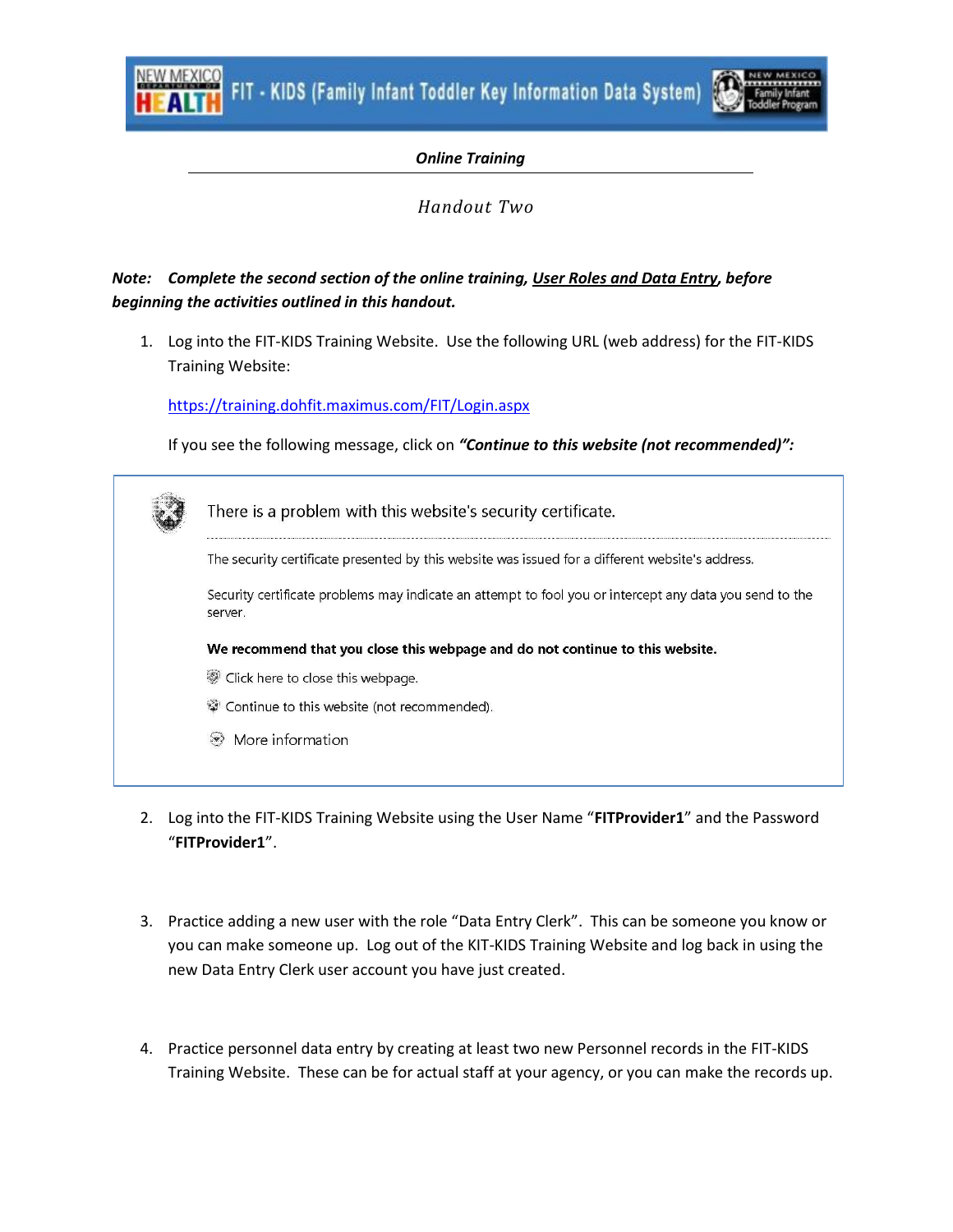FIT - KIDS (Family Infant Toddler Key Information Data System)

***Online Training***

*Handout Two*

***Note: Complete the second section of the online training, <u>User Roles and Data Entry</u>, before beginning the activities outlined in this handout.***

1. Log into the FIT-KIDS Training Website. Use the following URL (web address) for the FIT-KIDS Training Website:

   https://training.dohfit.maximus.com/FIT/Login.aspx

   If you see the following message, click on ***"Continue to this website (not recommended)":***

   > There is a problem with this website's security certificate.
   >
   > The security certificate presented by this website was issued for a different website's address.
   >
   > Security certificate problems may indicate an attempt to fool you or intercept any data you send to the server.
   >
   > **We recommend that you close this webpage and do not continue to this website.**
   >
   > Click here to close this webpage.
   >
   > Continue to this website (not recommended).
   >
   > More information

2. Log into the FIT-KIDS Training Website using the User Name "**FITProvider1**" and the Password "**FITProvider1**".

3. Practice adding a new user with the role "Data Entry Clerk". This can be someone you know or you can make someone up. Log out of the KIT-KIDS Training Website and log back in using the new Data Entry Clerk user account you have just created.

4. Practice personnel data entry by creating at least two new Personnel records in the FIT-KIDS Training Website. These can be for actual staff at your agency, or you can make the records up.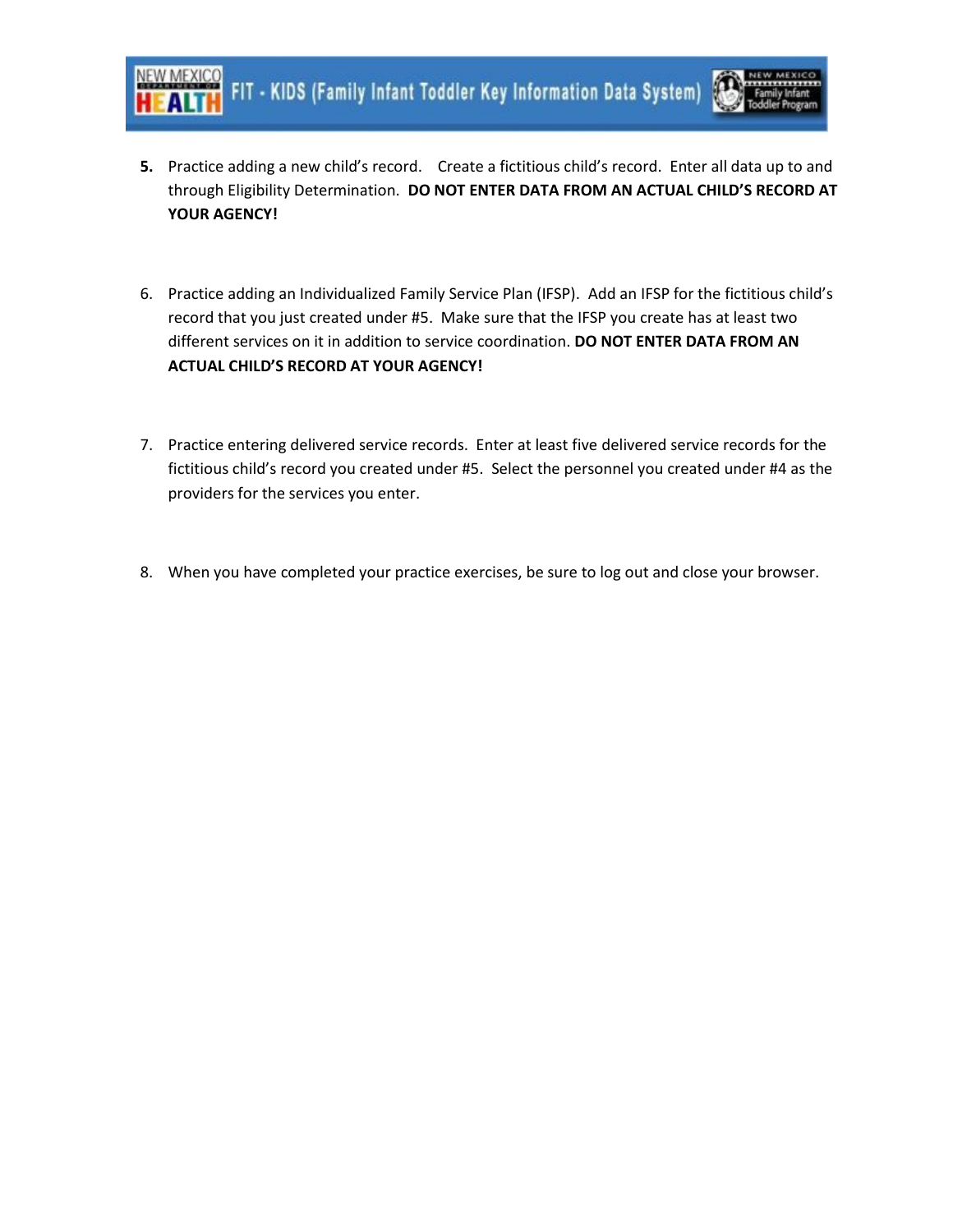5. Practice adding a new child's record. Create a fictitious child's record. Enter all data up to and through Eligibility Determination. **DO NOT ENTER DATA FROM AN ACTUAL CHILD'S RECORD AT YOUR AGENCY!**

6. Practice adding an Individualized Family Service Plan (IFSP). Add an IFSP for the fictitious child's record that you just created under #5. Make sure that the IFSP you create has at least two different services on it in addition to service coordination. **DO NOT ENTER DATA FROM AN ACTUAL CHILD'S RECORD AT YOUR AGENCY!**

7. Practice entering delivered service records. Enter at least five delivered service records for the fictitious child's record you created under #5. Select the personnel you created under #4 as the providers for the services you enter.

8. When you have completed your practice exercises, be sure to log out and close your browser.